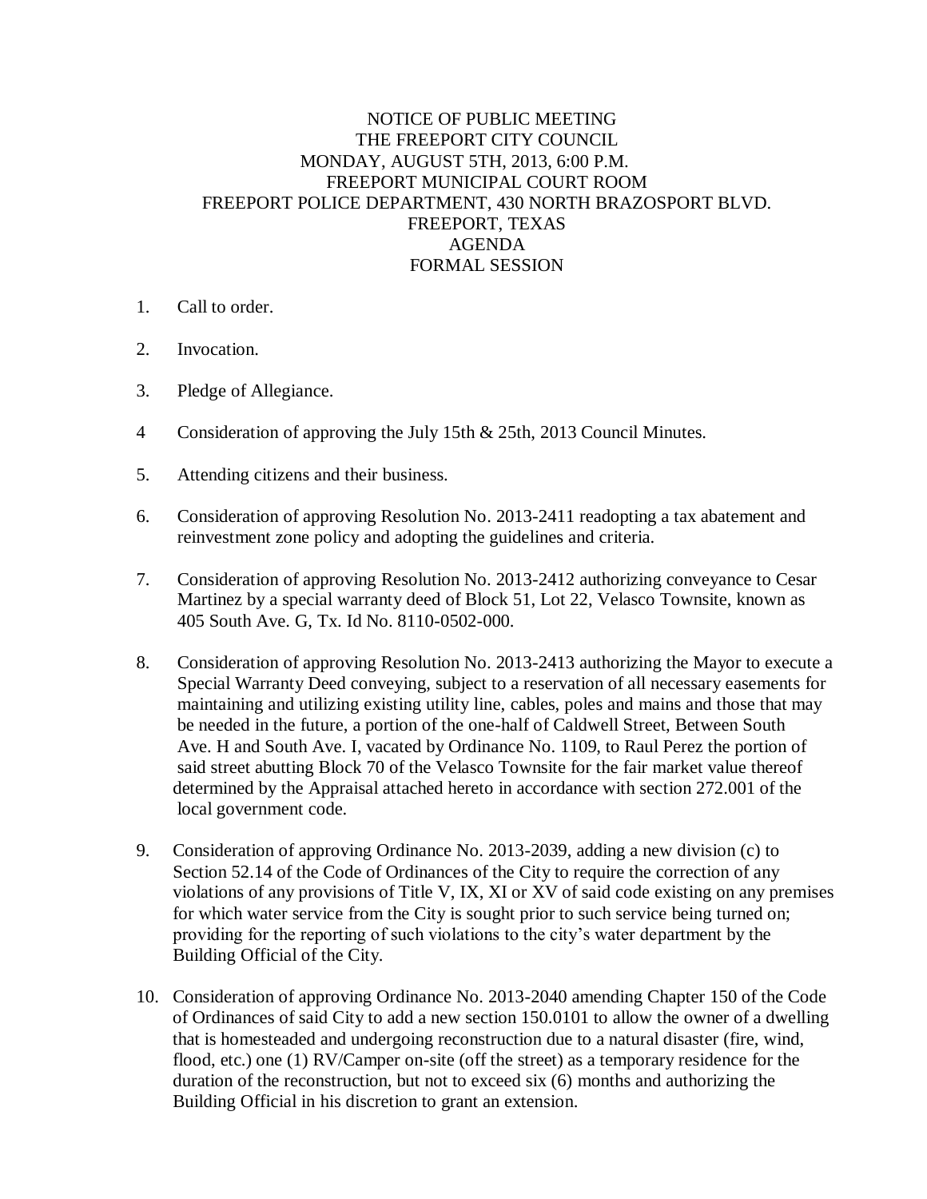# NOTICE OF PUBLIC MEETING
# THE FREEPORT CITY COUNCIL
## MONDAY, AUGUST 5TH, 2013, 6:00 P.M.
## FREEPORT MUNICIPAL COURT ROOM
## FREEPORT POLICE DEPARTMENT, 430 NORTH BRAZOSPORT BLVD.
## FREEPORT, TEXAS
## AGENDA
## FORMAL SESSION

1. Call to order.

2. Invocation.

3. Pledge of Allegiance.

4 Consideration of approving the July 15th & 25th, 2013 Council Minutes.

5. Attending citizens and their business.

6. Consideration of approving Resolution No. 2013-2411 readopting a tax abatement and reinvestment zone policy and adopting the guidelines and criteria.

7. Consideration of approving Resolution No. 2013-2412 authorizing conveyance to Cesar Martinez by a special warranty deed of Block 51, Lot 22, Velasco Townsite, known as 405 South Ave. G, Tx. Id No. 8110-0502-000.

8. Consideration of approving Resolution No. 2013-2413 authorizing the Mayor to execute a Special Warranty Deed conveying, subject to a reservation of all necessary easements for maintaining and utilizing existing utility line, cables, poles and mains and those that may be needed in the future, a portion of the one-half of Caldwell Street, Between South Ave. H and South Ave. I, vacated by Ordinance No. 1109, to Raul Perez the portion of said street abutting Block 70 of the Velasco Townsite for the fair market value thereof determined by the Appraisal attached hereto in accordance with section 272.001 of the local government code.

9. Consideration of approving Ordinance No. 2013-2039, adding a new division (c) to Section 52.14 of the Code of Ordinances of the City to require the correction of any violations of any provisions of Title V, IX, XI or XV of said code existing on any premises for which water service from the City is sought prior to such service being turned on; providing for the reporting of such violations to the city's water department by the Building Official of the City.

10. Consideration of approving Ordinance No. 2013-2040 amending Chapter 150 of the Code of Ordinances of said City to add a new section 150.0101 to allow the owner of a dwelling that is homesteaded and undergoing reconstruction due to a natural disaster (fire, wind, flood, etc.) one (1) RV/Camper on-site (off the street) as a temporary residence for the duration of the reconstruction, but not to exceed six (6) months and authorizing the Building Official in his discretion to grant an extension.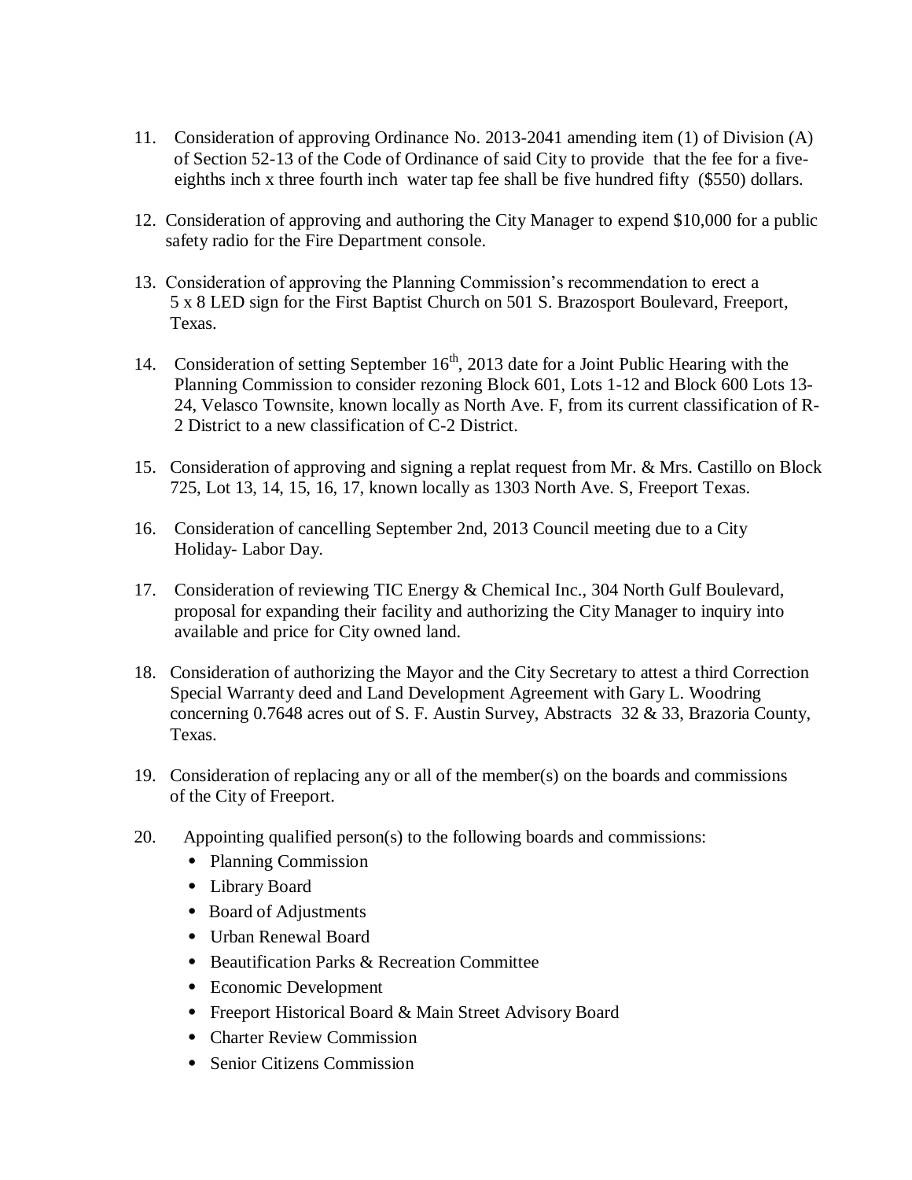11. Consideration of approving Ordinance No. 2013-2041 amending item (1) of Division (A) of Section 52-13 of the Code of Ordinance of said City to provide that the fee for a five-eighths inch x three fourth inch water tap fee shall be five hundred fifty ($550) dollars.

12. Consideration of approving and authoring the City Manager to expend $10,000 for a public safety radio for the Fire Department console.

13. Consideration of approving the Planning Commission's recommendation to erect a 5 x 8 LED sign for the First Baptist Church on 501 S. Brazosport Boulevard, Freeport, Texas.

14. Consideration of setting September 16th, 2013 date for a Joint Public Hearing with the Planning Commission to consider rezoning Block 601, Lots 1-12 and Block 600 Lots 13-24, Velasco Townsite, known locally as North Ave. F, from its current classification of R-2 District to a new classification of C-2 District.

15. Consideration of approving and signing a replat request from Mr. & Mrs. Castillo on Block 725, Lot 13, 14, 15, 16, 17, known locally as 1303 North Ave. S, Freeport Texas.

16. Consideration of cancelling September 2nd, 2013 Council meeting due to a City Holiday- Labor Day.

17. Consideration of reviewing TIC Energy & Chemical Inc., 304 North Gulf Boulevard, proposal for expanding their facility and authorizing the City Manager to inquiry into available and price for City owned land.

18. Consideration of authorizing the Mayor and the City Secretary to attest a third Correction Special Warranty deed and Land Development Agreement with Gary L. Woodring concerning 0.7648 acres out of S. F. Austin Survey, Abstracts 32 & 33, Brazoria County, Texas.

19. Consideration of replacing any or all of the member(s) on the boards and commissions of the City of Freeport.

20. Appointing qualified person(s) to the following boards and commissions:
    - Planning Commission
    - Library Board
    - Board of Adjustments
    - Urban Renewal Board
    - Beautification Parks & Recreation Committee
    - Economic Development
    - Freeport Historical Board & Main Street Advisory Board
    - Charter Review Commission
    - Senior Citizens Commission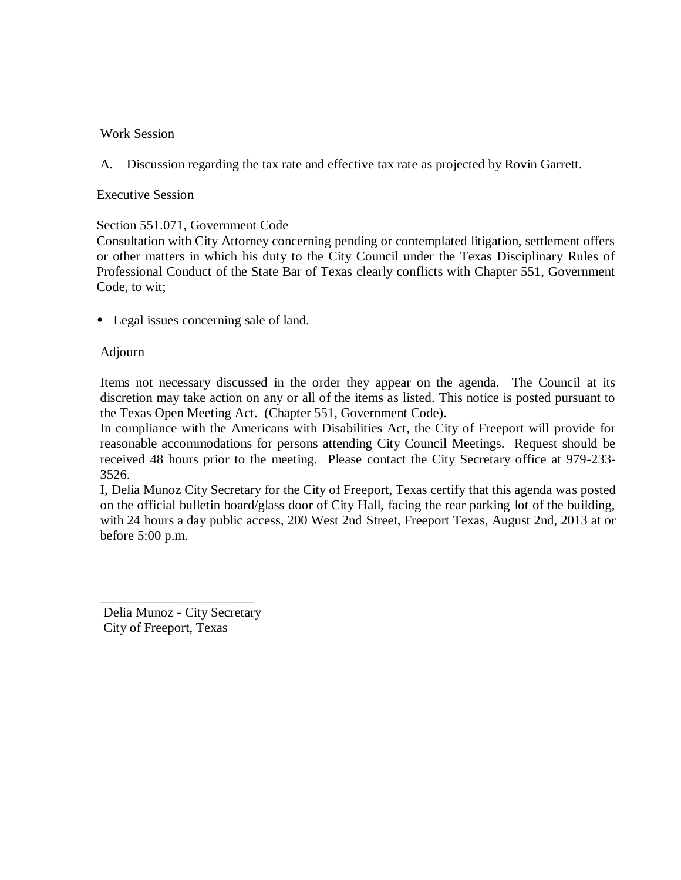Work Session

A. Discussion regarding the tax rate and effective tax rate as projected by Rovin Garrett.

Executive Session

Section 551.071, Government Code
Consultation with City Attorney concerning pending or contemplated litigation, settlement offers or other matters in which his duty to the City Council under the Texas Disciplinary Rules of Professional Conduct of the State Bar of Texas clearly conflicts with Chapter 551, Government Code, to wit;

- Legal issues concerning sale of land.

Adjourn

Items not necessary discussed in the order they appear on the agenda. The Council at its discretion may take action on any or all of the items as listed. This notice is posted pursuant to the Texas Open Meeting Act. (Chapter 551, Government Code).
In compliance with the Americans with Disabilities Act, the City of Freeport will provide for reasonable accommodations for persons attending City Council Meetings. Request should be received 48 hours prior to the meeting. Please contact the City Secretary office at 979-233-3526.
I, Delia Munoz City Secretary for the City of Freeport, Texas certify that this agenda was posted on the official bulletin board/glass door of City Hall, facing the rear parking lot of the building, with 24 hours a day public access, 200 West 2nd Street, Freeport Texas, August 2nd, 2013 at or before 5:00 p.m.

_______________________
Delia Munoz - City Secretary
City of Freeport, Texas